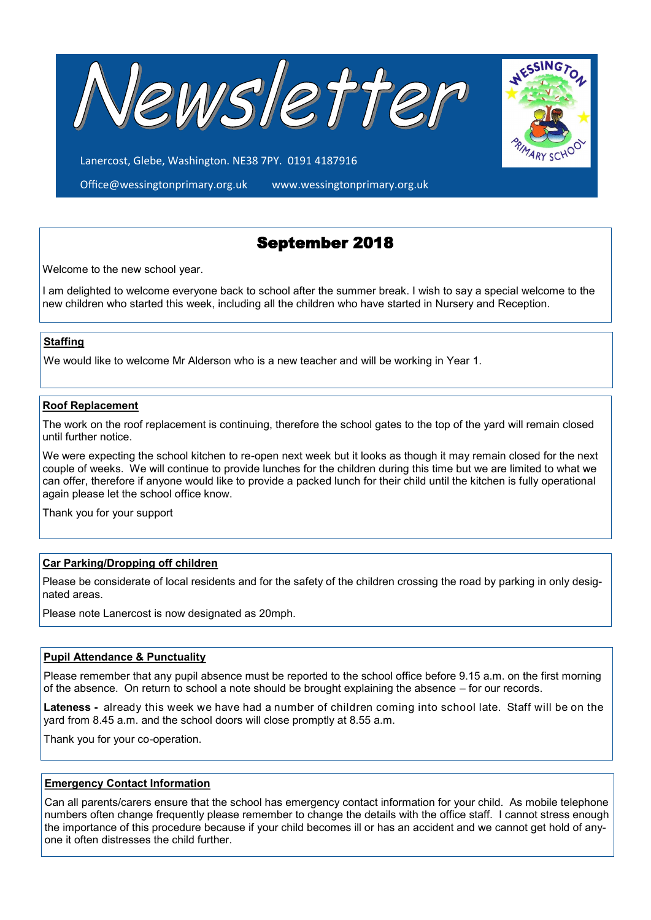# Newsletter

Lanercost, Glebe, Washington. NE38 7PY. 0191 4187916

Office@wessingtonprimary.org.uk www.wessingtonprimary.org.uk

## September 2018

Welcome to the new school year.

I am delighted to welcome everyone back to school after the summer break. I wish to say a special welcome to the new children who started this week, including all the children who have started in Nursery and Reception.

### Staffing

We would like to welcome Mr Alderson who is a new teacher and will be working in Year 1.

### Roof Replacement

The work on the roof replacement is continuing, therefore the school gates to the top of the yard will remain closed until further notice.

We were expecting the school kitchen to re-open next week but it looks as though it may remain closed for the next couple of weeks. We will continue to provide lunches for the children during this time but we are limited to what we can offer, therefore if anyone would like to provide a packed lunch for their child until the kitchen is fully operational again please let the school office know.

Thank you for your support

### Car Parking/Dropping off children

Please be considerate of local residents and for the safety of the children crossing the road by parking in only designated areas.

Please note Lanercost is now designated as 20mph.

### Pupil Attendance & Punctuality

Please remember that any pupil absence must be reported to the school office before 9.15 a.m. on the first morning of the absence. On return to school a note should be brought explaining the absence – for our records.

**Lateness -** already this week we have had a number of children coming into school late. Staff will be on the yard from 8.45 a.m. and the school doors will close promptly at 8.55 a.m.

Thank you for your co-operation.

### Emergency Contact Information

Can all parents/carers ensure that the school has emergency contact information for your child. As mobile telephone numbers often change frequently please remember to change the details with the office staff. I cannot stress enough the importance of this procedure because if your child becomes ill or has an accident and we cannot get hold of anyone it often distresses the child further.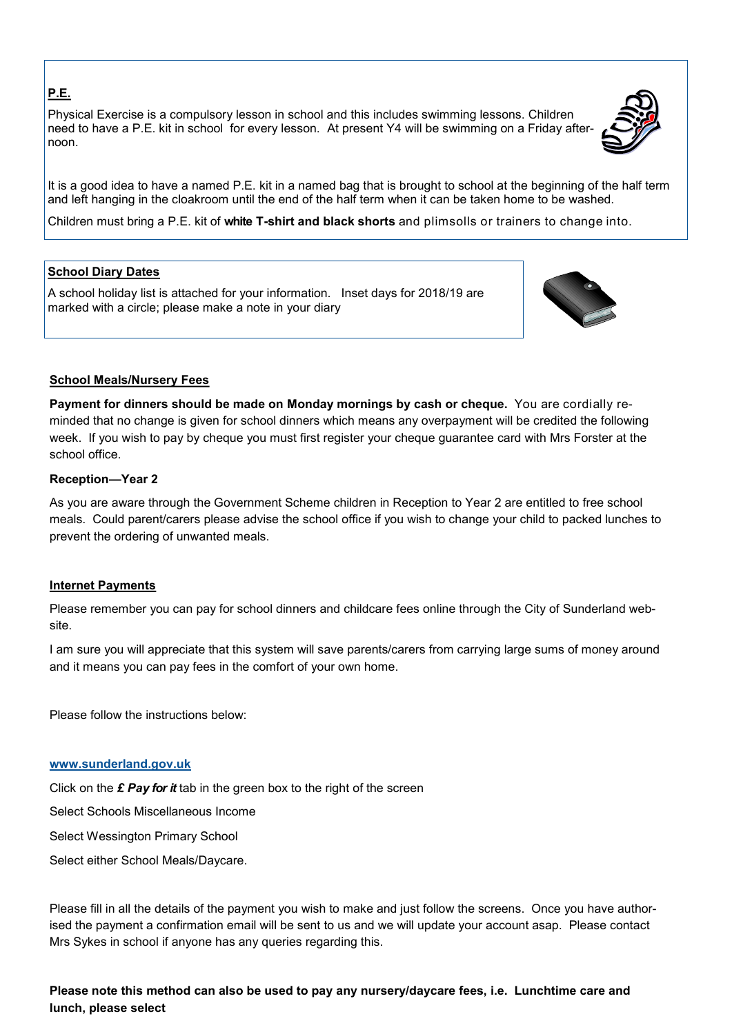**P.E.**

Physical Exercise is a compulsory lesson in school and this includes swimming lessons. Children need to have a P.E. kit in school for every lesson. At present Y4 will be swimming on a Friday afternoon.

It is a good idea to have a named P.E. kit in a named bag that is brought to school at the beginning of the half term and left hanging in the cloakroom until the end of the half term when it can be taken home to be washed.

Children must bring a P.E. kit of **white T-shirt and black shorts** and plimsolls or trainers to change into.

**School Diary Dates**

A school holiday list is attached for your information. Inset days for 2018/19 are marked with a circle; please make a note in your diary

**School Meals/Nursery Fees**

**Payment for dinners should be made on Monday mornings by cash or cheque.** You are cordially reminded that no change is given for school dinners which means any overpayment will be credited the following week. If you wish to pay by cheque you must first register your cheque guarantee card with Mrs Forster at the school office.

**Reception—Year 2**

As you are aware through the Government Scheme children in Reception to Year 2 are entitled to free school meals. Could parent/carers please advise the school office if you wish to change your child to packed lunches to prevent the ordering of unwanted meals.

**Internet Payments**

Please remember you can pay for school dinners and childcare fees online through the City of Sunderland website.

I am sure you will appreciate that this system will save parents/carers from carrying large sums of money around and it means you can pay fees in the comfort of your own home.

Please follow the instructions below:

**www.sunderland.gov.uk**

Click on the ***£ Pay for it*** tab in the green box to the right of the screen

Select Schools Miscellaneous Income

Select Wessington Primary School

Select either School Meals/Daycare.

Please fill in all the details of the payment you wish to make and just follow the screens. Once you have authorised the payment a confirmation email will be sent to us and we will update your account asap. Please contact Mrs Sykes in school if anyone has any queries regarding this.

**Please note this method can also be used to pay any nursery/daycare fees, i.e. Lunchtime care and lunch, please select**